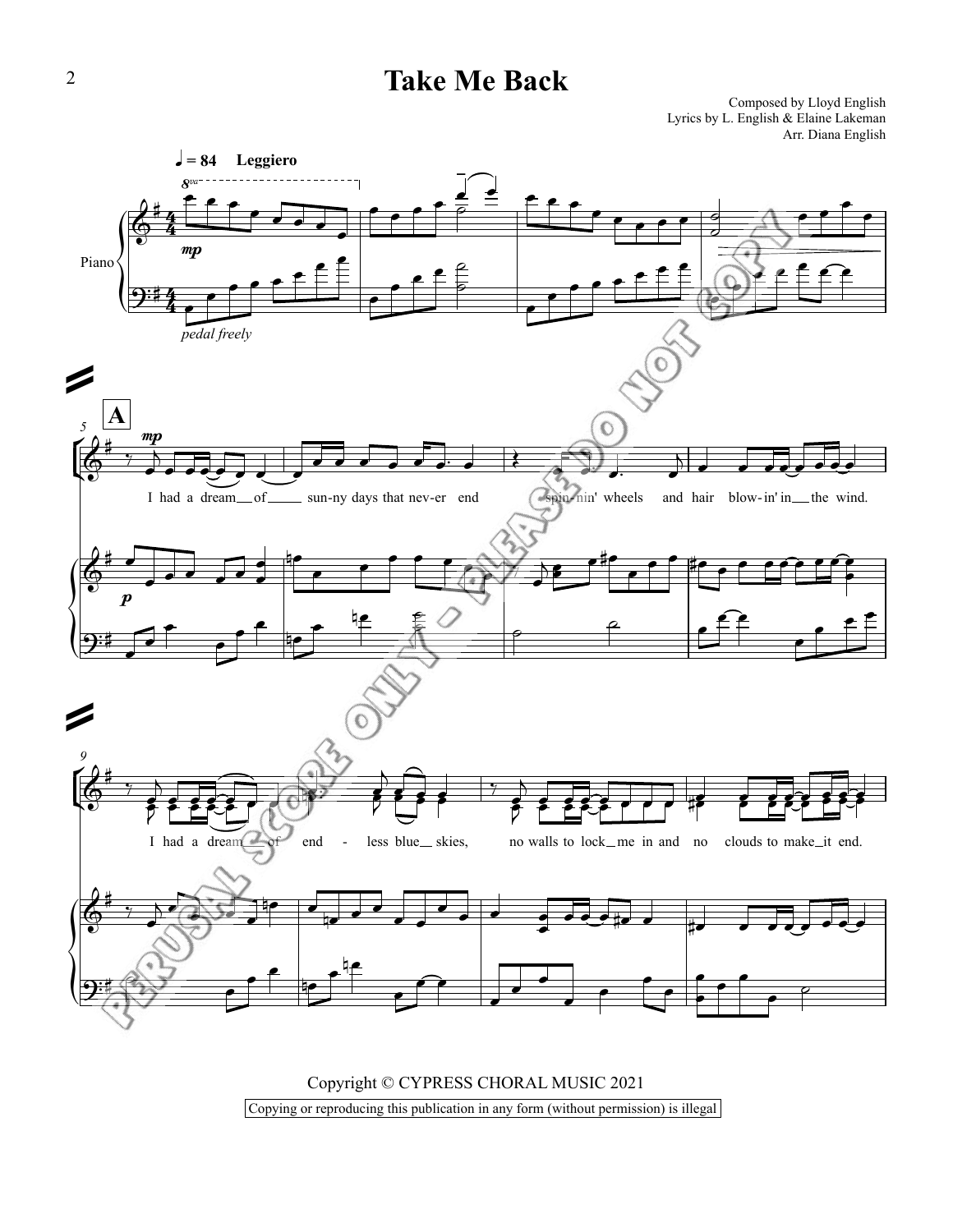# Take Me Back

Composed by Lloyd English
Lyrics by L. English & Elaine Lakeman
Arr. Diana English

♩ = 84 Leggiero

Piano

*pedal freely*

**A**

I had a dream of sun-ny days that nev-er end spin-nin' wheels and hair blow-in' in the wind.

I had a dream of end - less blue skies, no walls to lock me in and no clouds to make it end.

Copyright © CYPRESS CHORAL MUSIC 2021

Copying or reproducing this publication in any form (without permission) is illegal

PERUSAL SCORE ONLY - PLEASE DO NOT COPY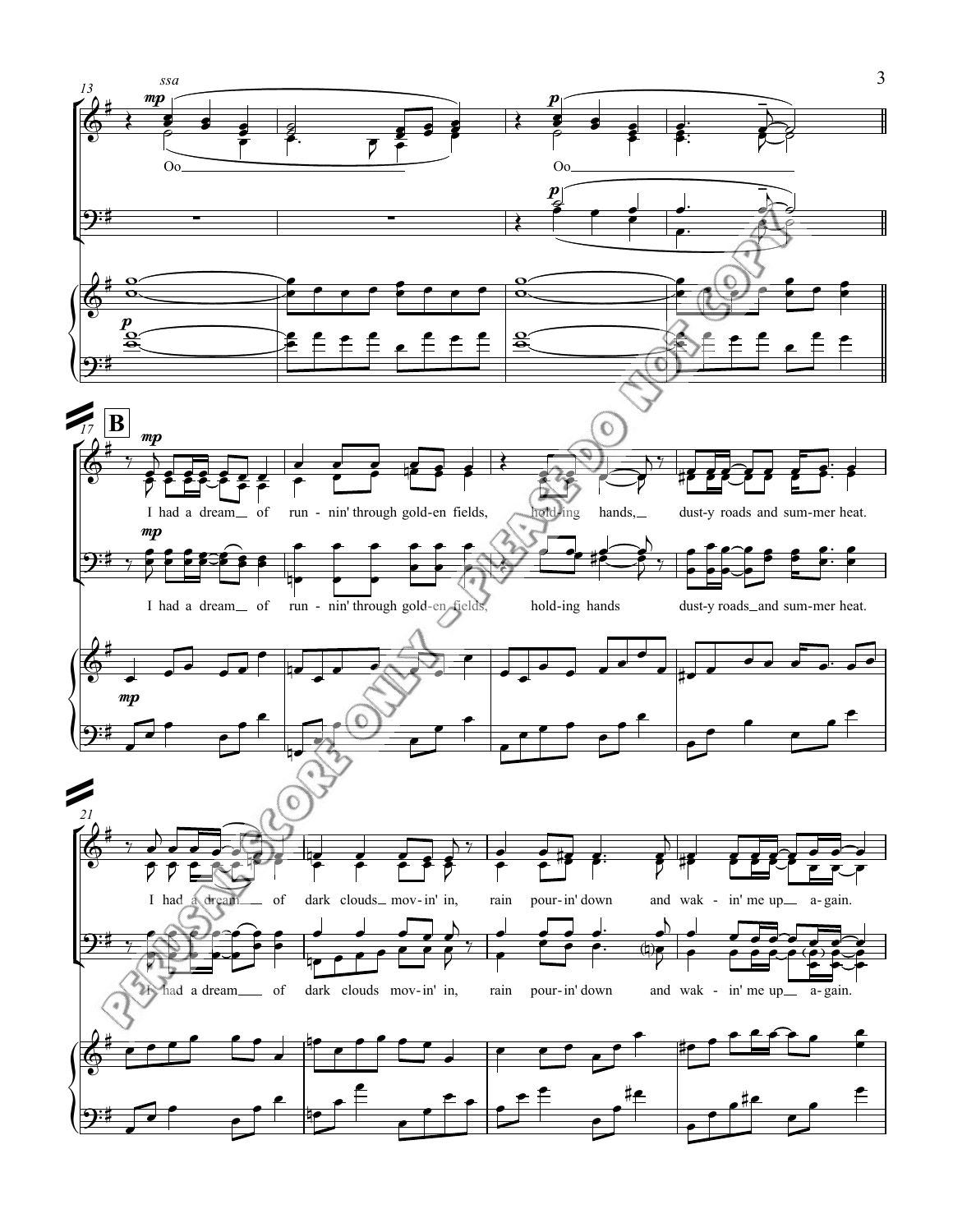ssa

Oo

Oo

**B**

I had a dream of run - nin' through gold-en fields, hold-ing hands, dust-y roads and sum-mer heat.

I had a dream of run - nin' through gold-en fields, hold-ing hands dust-y roads and sum-mer heat.

I had a dream of dark clouds mov-in' in, rain pour-in' down and wak - in' me up a-gain.

I had a dream of dark clouds mov-in' in, rain pour-in' down and wak - in' me up a-gain.

PERUSAL SCORE ONLY – PLEASE DO NOT COPY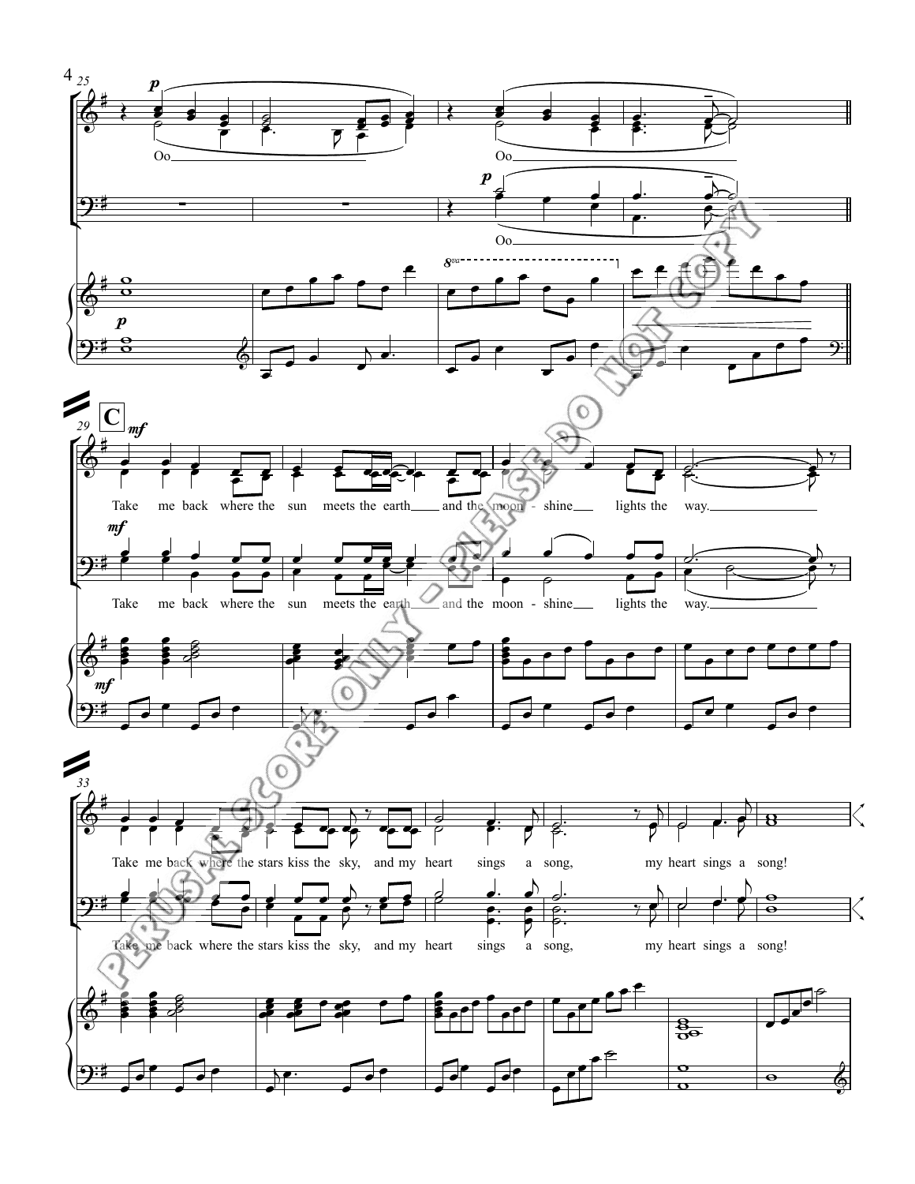Oo

Oo

Oo

**C**

Take me back where the sun meets the earth and the moon - shine lights the way.

Take me back where the sun meets the earth and the moon - shine lights the way.

Take me back where the stars kiss the sky, and my heart sings a song, my heart sings a song!

Take me back where the stars kiss the sky, and my heart sings a song, my heart sings a song!

PERUSAL SCORE ONLY - PLEASE DO NOT COPY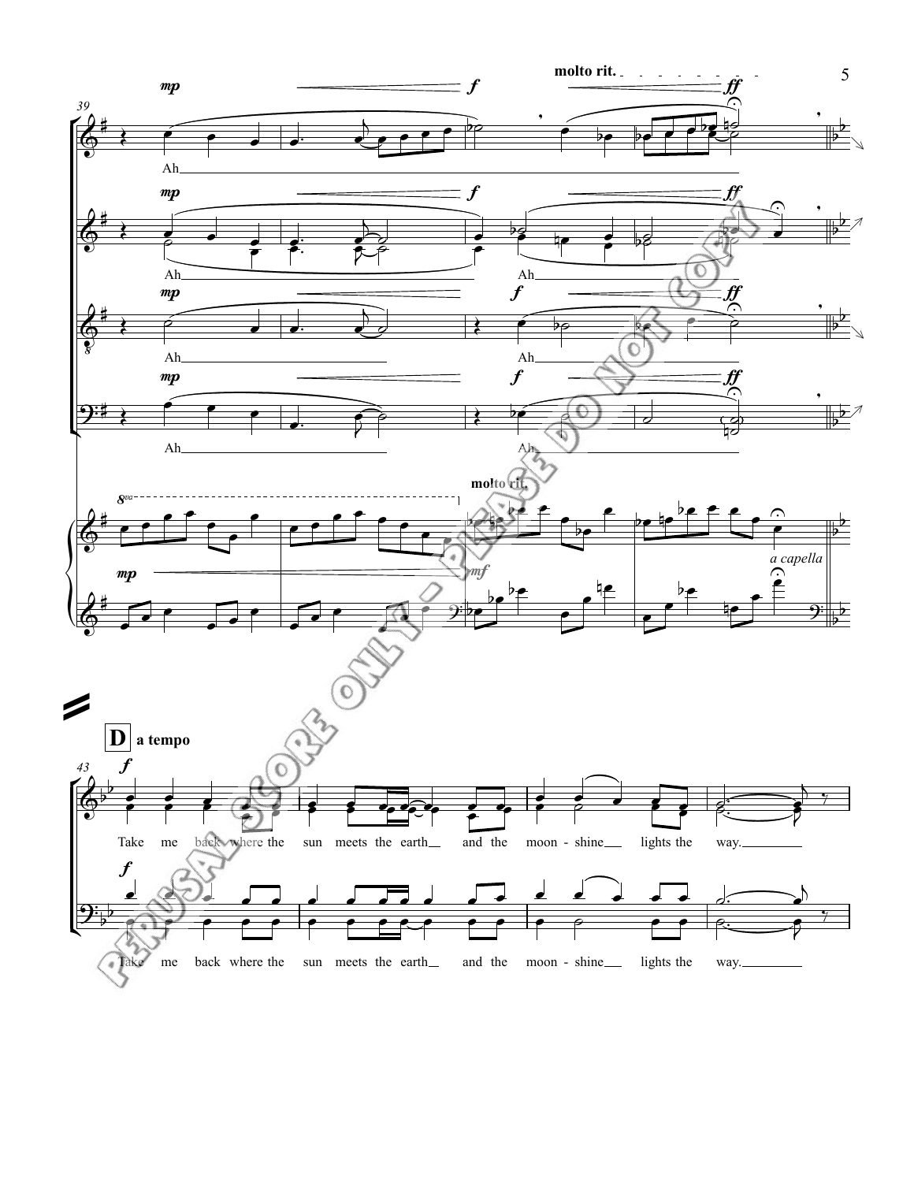**D** a tempo

Take me back where the sun meets the earth and the moon - shine lights the way.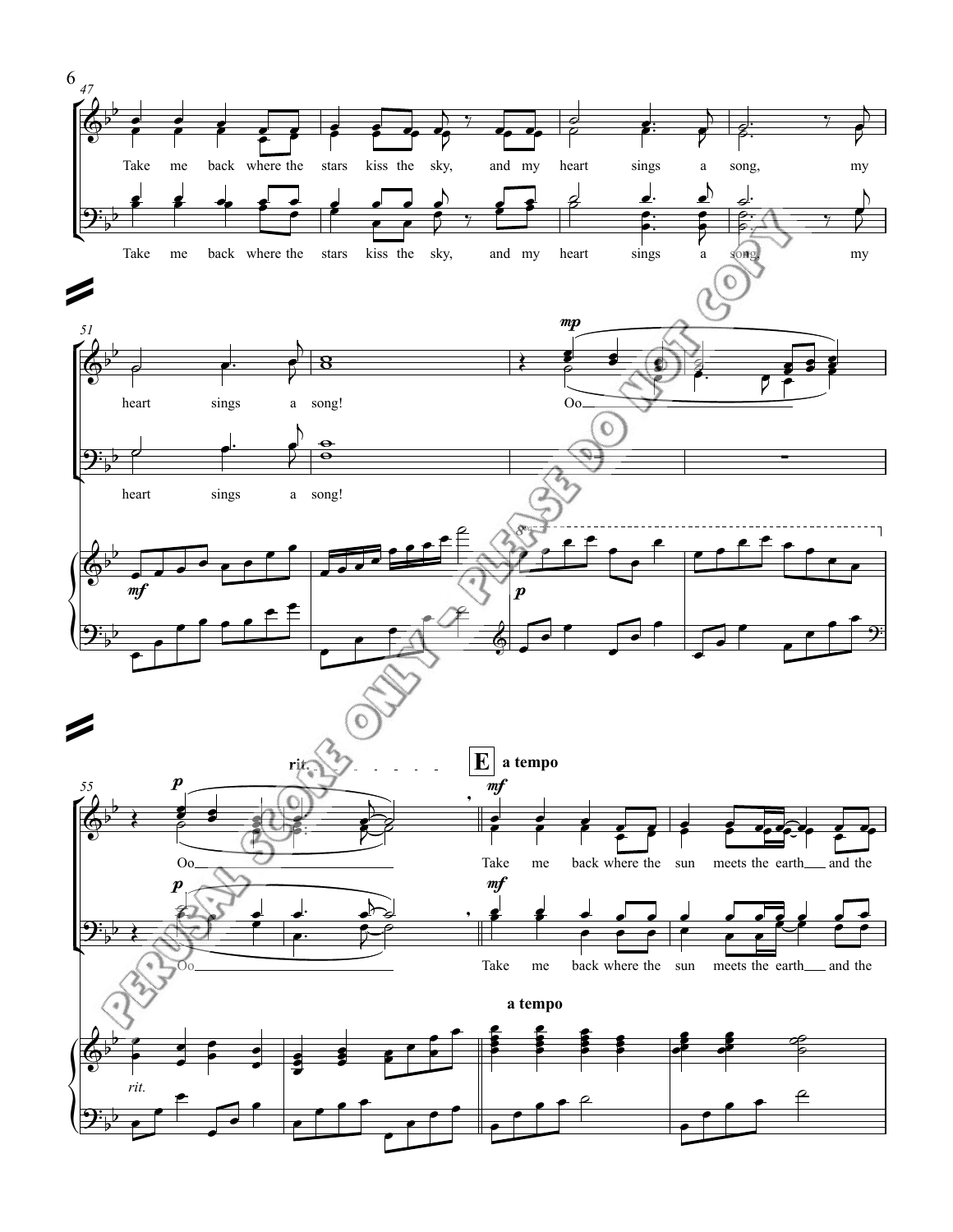Take me back where the stars kiss the sky, and my heart sings a song, my

heart sings a song!

Oo

rit. **E** a tempo

Oo

Take me back where the sun meets the earth and the

a tempo

*rit.*

PERUSAL SCORE ONLY - PLEASE DO NOT COPY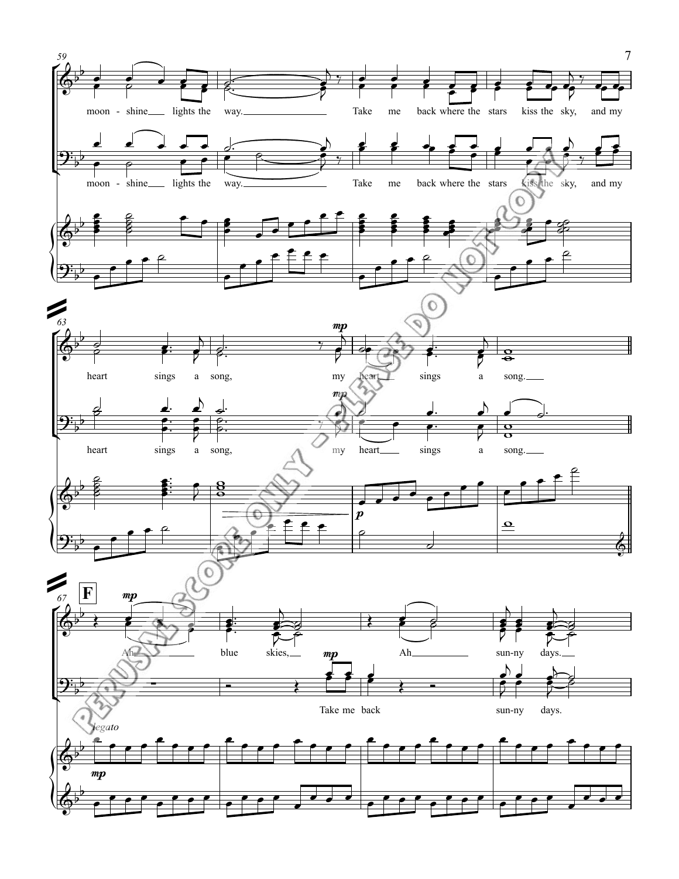moon - shine lights the way. Take me back where the stars kiss the sky, and my

moon - shine lights the way. Take me back where the stars kiss the sky, and my

heart sings a song, *mp* my heart sings a song.

heart sings a song, *mp* my heart sings a song.

*p*

**F**

*mp* Ah blue skies, Ah sun-ny days.

*mp* Take me back sun-ny days.

*legato*

*mp*

PERUSAL SCORE ONLY - PLEASE DO NOT COPY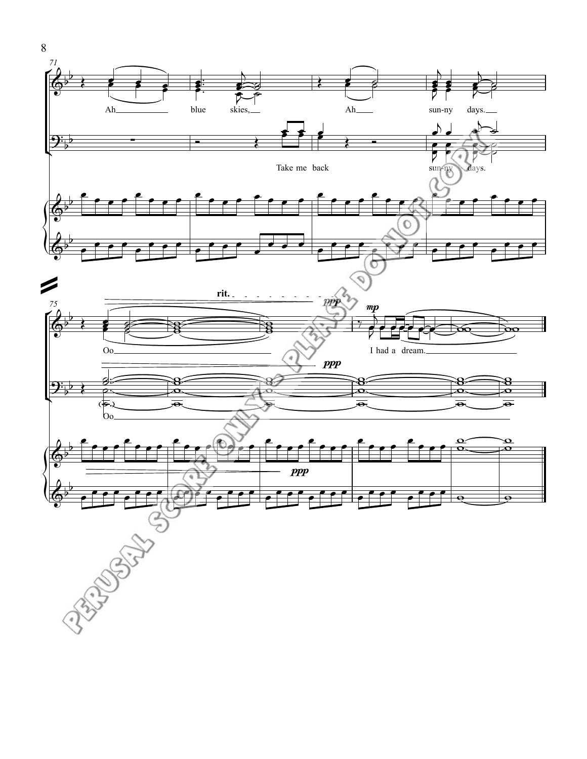71

Ah blue skies, Ah sun-ny days.

Take me back sun-ny days.

75

rit.

*ppp*

*mp*

Oo I had a dream.

*ppp*

Oo

*ppp*

PERUSAL SCORE ONLY - PLEASE DO NOT COPY